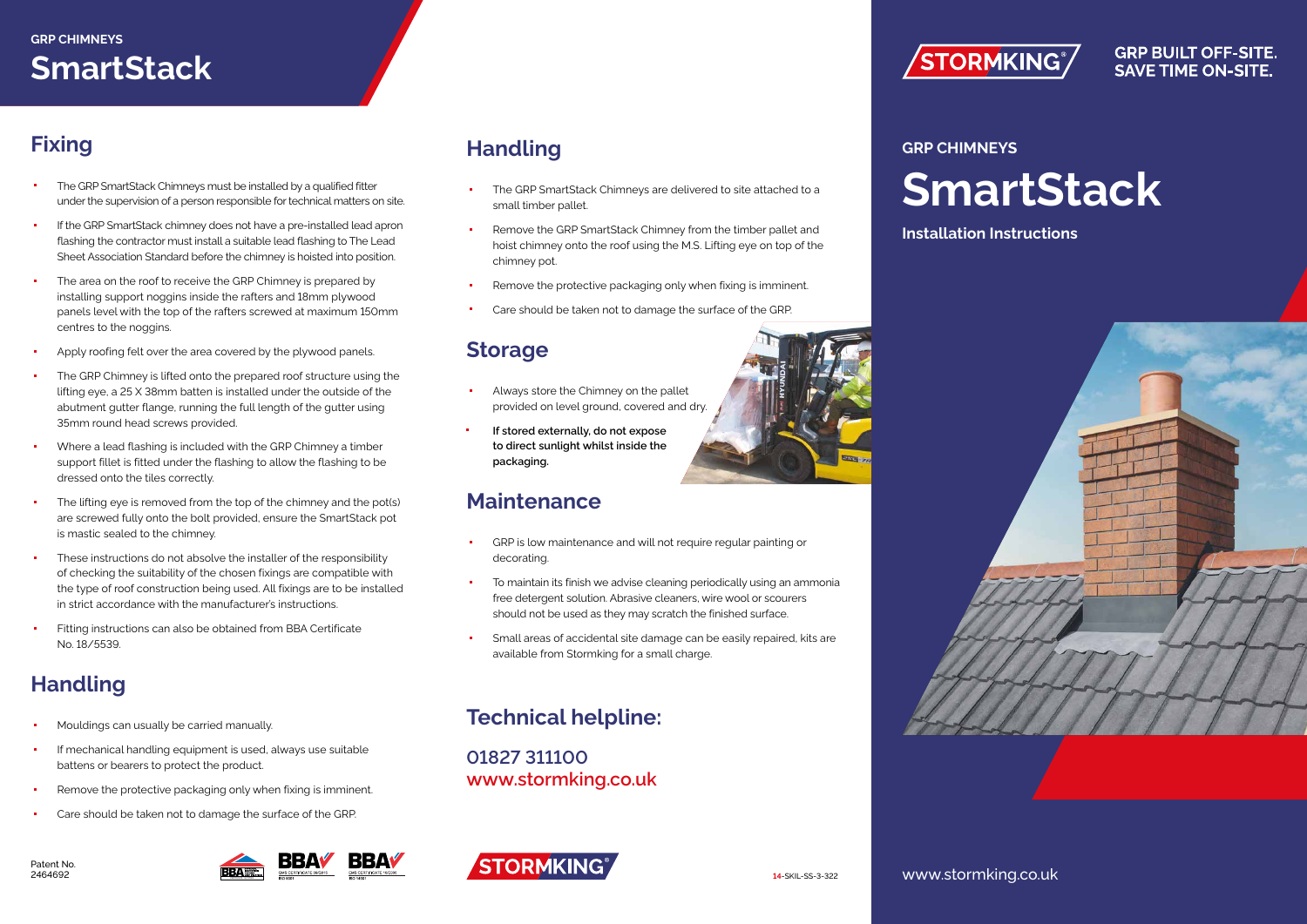GRP CHIMNEYS

# SmartStack

## Fixing

- The GRP SmartStack Chimneys must be installed by a qualified fitter under the supervision of a person responsible for technical matters on site.
- If the GRP SmartStack chimney does not have a pre-installed lead apron flashing the contractor must install a suitable lead flashing to The Lead Sheet Association Standard before the chimney is hoisted into position.
- The area on the roof to receive the GRP Chimney is prepared by installing support noggins inside the rafters and 18mm plywood panels level with the top of the rafters screwed at maximum 150mm centres to the noggins.
- Apply roofing felt over the area covered by the plywood panels.
- The GRP Chimney is lifted onto the prepared roof structure using the lifting eye, a 25 X 38mm batten is installed under the outside of the abutment gutter flange, running the full length of the gutter using 35mm round head screws provided.
- Where a lead flashing is included with the GRP Chimney a timber support fillet is fitted under the flashing to allow the flashing to be dressed onto the tiles correctly.
- The lifting eye is removed from the top of the chimney and the pot(s) are screwed fully onto the bolt provided, ensure the SmartStack pot is mastic sealed to the chimney.
- These instructions do not absolve the installer of the responsibility of checking the suitability of the chosen fixings are compatible with the type of roof construction being used. All fixings are to be installed in strict accordance with the manufacturer's instructions.
- Fitting instructions can also be obtained from BBA Certificate No. 18/5539.

## Handling

- Mouldings can usually be carried manually.
- If mechanical handling equipment is used, always use suitable battens or bearers to protect the product.
- Remove the protective packaging only when fixing is imminent.
- Care should be taken not to damage the surface of the GRP.

Patent No.
2464692

## Handling

- The GRP SmartStack Chimneys are delivered to site attached to a small timber pallet.
- Remove the GRP SmartStack Chimney from the timber pallet and hoist chimney onto the roof using the M.S. Lifting eye on top of the chimney pot.
- Remove the protective packaging only when fixing is imminent.
- Care should be taken not to damage the surface of the GRP.

## Storage

- Always store the Chimney on the pallet provided on level ground, covered and dry.
- **If stored externally, do not expose to direct sunlight whilst inside the packaging.**

## Maintenance

- GRP is low maintenance and will not require regular painting or decorating.
- To maintain its finish we advise cleaning periodically using an ammonia free detergent solution. Abrasive cleaners, wire wool or scourers should not be used as they may scratch the finished surface.
- Small areas of accidental site damage can be easily repaired, kits are available from Stormking for a small charge.

## Technical helpline:

**01827 311100**
**www.stormking.co.uk**

STORMKING

14-SKIL-SS-3-322

STORMKING

**GRP BUILT OFF-SITE. SAVE TIME ON-SITE.**

GRP CHIMNEYS

# SmartStack

**Installation Instructions**

www.stormking.co.uk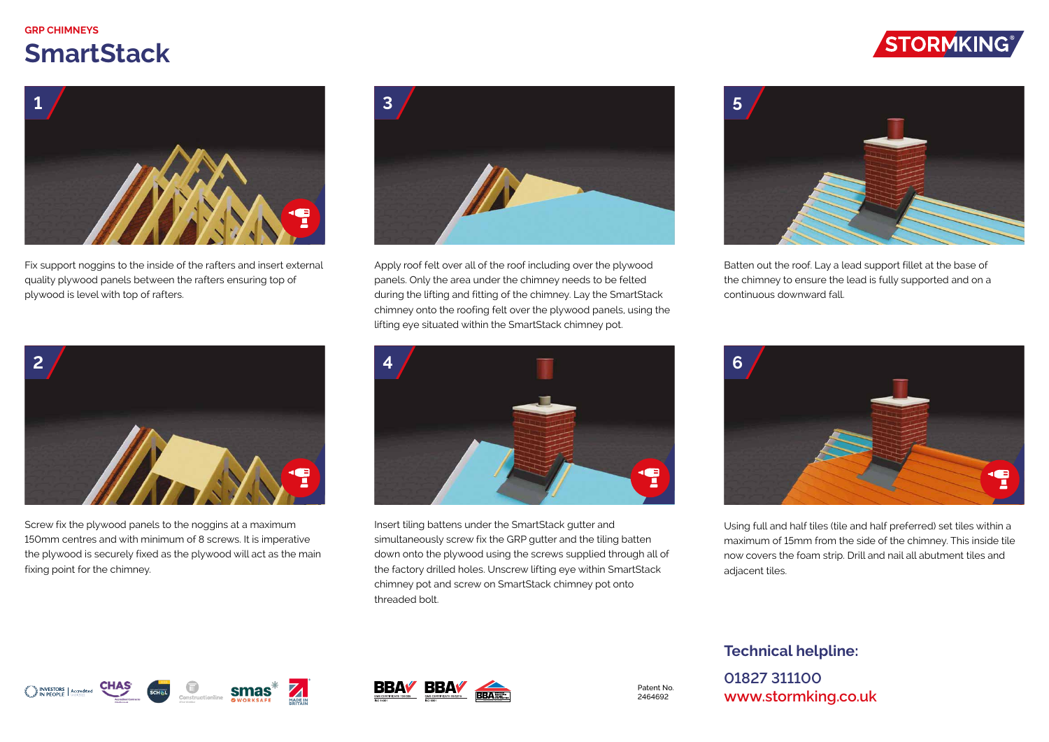GRP CHIMNEYS

# SmartStack

STORMKING®

**1**

Fix support noggins to the inside of the rafters and insert external quality plywood panels between the rafters ensuring top of plywood is level with top of rafters.

**2**

Screw fix the plywood panels to the noggins at a maximum 150mm centres and with minimum of 8 screws. It is imperative the plywood is securely fixed as the plywood will act as the main fixing point for the chimney.

**3**

Apply roof felt over all of the roof including over the plywood panels. Only the area under the chimney needs to be felted during the lifting and fitting of the chimney. Lay the SmartStack chimney onto the roofing felt over the plywood panels, using the lifting eye situated within the SmartStack chimney pot.

**4**

Insert tiling battens under the SmartStack gutter and simultaneously screw fix the GRP gutter and the tiling batten down onto the plywood using the screws supplied through all of the factory drilled holes. Unscrew lifting eye within SmartStack chimney pot and screw on SmartStack chimney pot onto threaded bolt.

**5**

Batten out the roof. Lay a lead support fillet at the base of the chimney to ensure the lead is fully supported and on a continuous downward fall.

**6**

Using full and half tiles (tile and half preferred) set tiles within a maximum of 15mm from the side of the chimney. This inside tile now covers the foam strip. Drill and nail all abutment tiles and adjacent tiles.

Patent No. 2464692

## Technical helpline:

01827 311100
www.stormking.co.uk